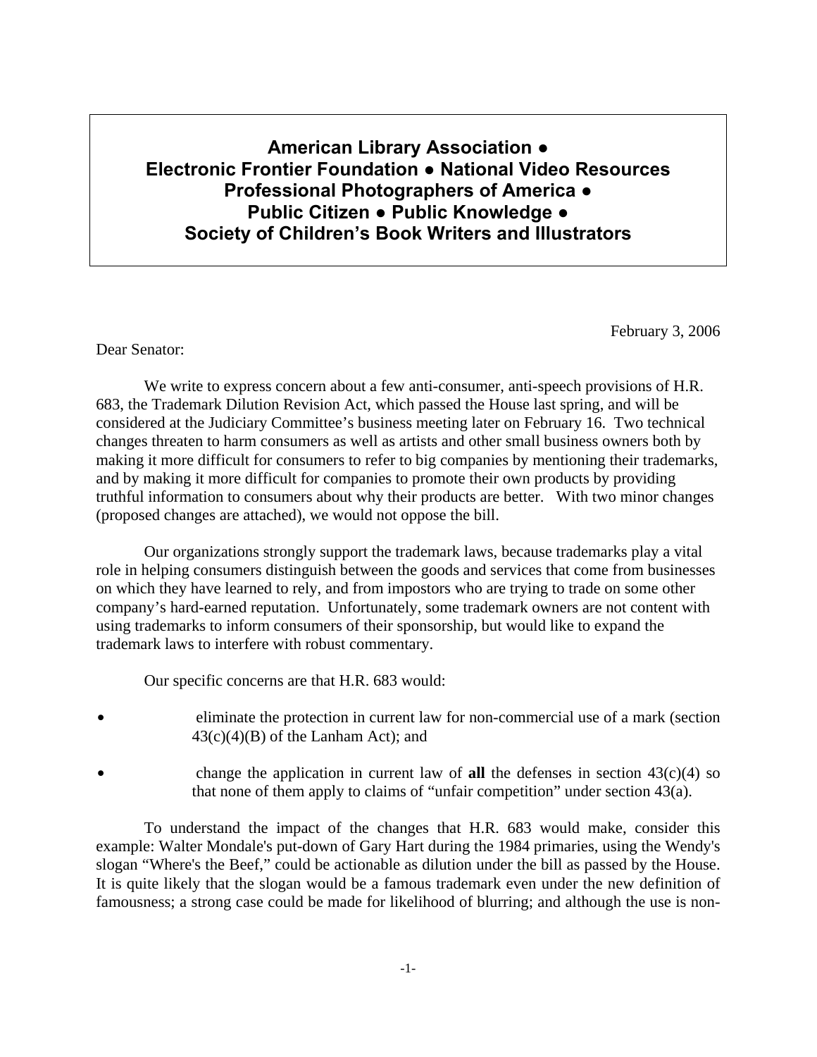**American Library Association ●**
**Electronic Frontier Foundation ● National Video Resources**
**Professional Photographers of America ●**
**Public Citizen ● Public Knowledge ●**
**Society of Children's Book Writers and Illustrators**

February 3, 2006

Dear Senator:

We write to express concern about a few anti-consumer, anti-speech provisions of H.R. 683, the Trademark Dilution Revision Act, which passed the House last spring, and will be considered at the Judiciary Committee's business meeting later on February 16. Two technical changes threaten to harm consumers as well as artists and other small business owners both by making it more difficult for consumers to refer to big companies by mentioning their trademarks, and by making it more difficult for companies to promote their own products by providing truthful information to consumers about why their products are better. With two minor changes (proposed changes are attached), we would not oppose the bill.

Our organizations strongly support the trademark laws, because trademarks play a vital role in helping consumers distinguish between the goods and services that come from businesses on which they have learned to rely, and from impostors who are trying to trade on some other company's hard-earned reputation. Unfortunately, some trademark owners are not content with using trademarks to inform consumers of their sponsorship, but would like to expand the trademark laws to interfere with robust commentary.

Our specific concerns are that H.R. 683 would:

- eliminate the protection in current law for non-commercial use of a mark (section 43(c)(4)(B) of the Lanham Act); and
- change the application in current law of **all** the defenses in section 43(c)(4) so that none of them apply to claims of "unfair competition" under section 43(a).

To understand the impact of the changes that H.R. 683 would make, consider this example: Walter Mondale's put-down of Gary Hart during the 1984 primaries, using the Wendy's slogan "Where's the Beef," could be actionable as dilution under the bill as passed by the House. It is quite likely that the slogan would be a famous trademark even under the new definition of famousness; a strong case could be made for likelihood of blurring; and although the use is non-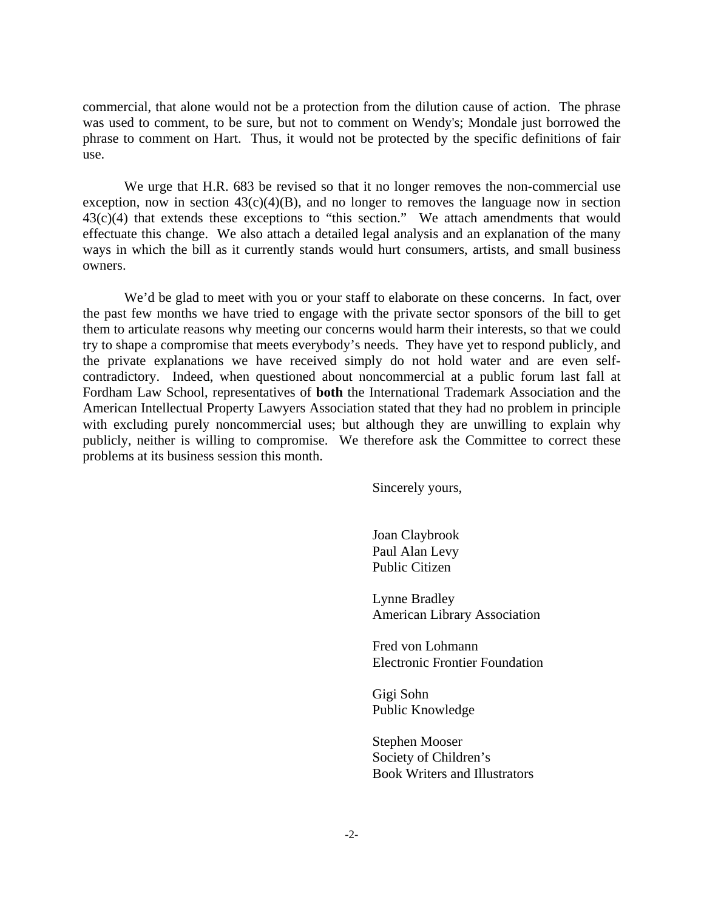commercial, that alone would not be a protection from the dilution cause of action. The phrase was used to comment, to be sure, but not to comment on Wendy's; Mondale just borrowed the phrase to comment on Hart. Thus, it would not be protected by the specific definitions of fair use.

We urge that H.R. 683 be revised so that it no longer removes the non-commercial use exception, now in section 43(c)(4)(B), and no longer to removes the language now in section 43(c)(4) that extends these exceptions to "this section." We attach amendments that would effectuate this change. We also attach a detailed legal analysis and an explanation of the many ways in which the bill as it currently stands would hurt consumers, artists, and small business owners.

We'd be glad to meet with you or your staff to elaborate on these concerns. In fact, over the past few months we have tried to engage with the private sector sponsors of the bill to get them to articulate reasons why meeting our concerns would harm their interests, so that we could try to shape a compromise that meets everybody's needs. They have yet to respond publicly, and the private explanations we have received simply do not hold water and are even self-contradictory. Indeed, when questioned about noncommercial at a public forum last fall at Fordham Law School, representatives of **both** the International Trademark Association and the American Intellectual Property Lawyers Association stated that they had no problem in principle with excluding purely noncommercial uses; but although they are unwilling to explain why publicly, neither is willing to compromise. We therefore ask the Committee to correct these problems at its business session this month.

Sincerely yours,

Joan Claybrook
Paul Alan Levy
Public Citizen

Lynne Bradley
American Library Association

Fred von Lohmann
Electronic Frontier Foundation

Gigi Sohn
Public Knowledge

Stephen Mooser
Society of Children's
Book Writers and Illustrators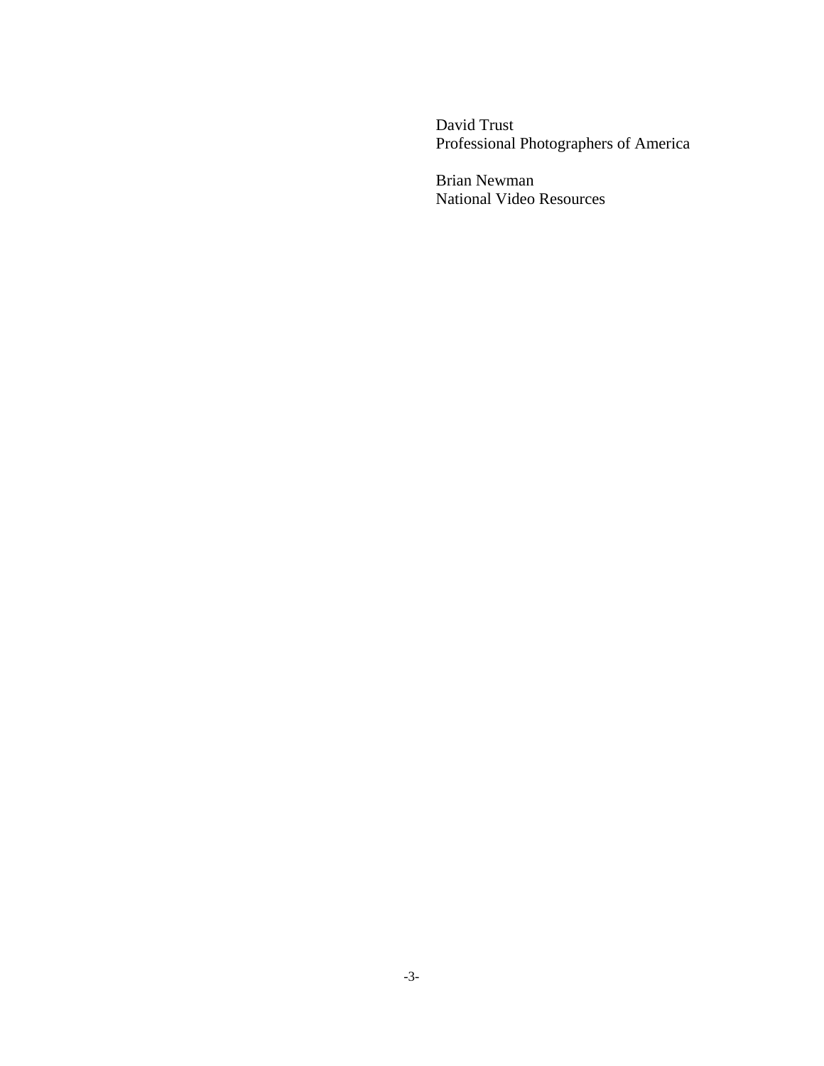David Trust  
Professional Photographers of America

Brian Newman  
National Video Resources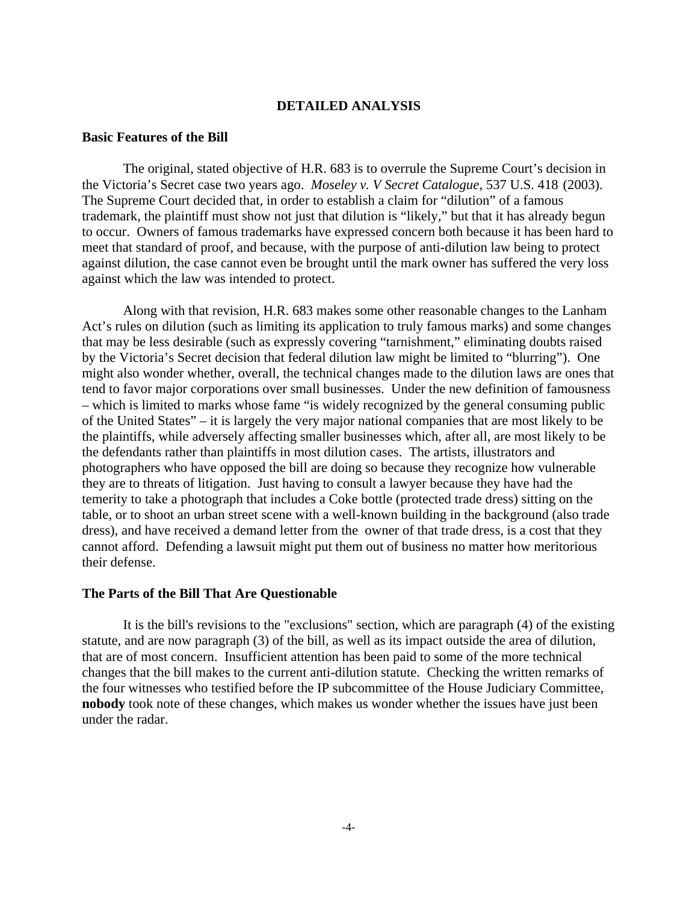## DETAILED ANALYSIS

### Basic Features of the Bill

The original, stated objective of H.R. 683 is to overrule the Supreme Court's decision in the Victoria's Secret case two years ago. *Moseley v. V Secret Catalogue*, 537 U.S. 418 (2003). The Supreme Court decided that, in order to establish a claim for "dilution" of a famous trademark, the plaintiff must show not just that dilution is "likely," but that it has already begun to occur. Owners of famous trademarks have expressed concern both because it has been hard to meet that standard of proof, and because, with the purpose of anti-dilution law being to protect against dilution, the case cannot even be brought until the mark owner has suffered the very loss against which the law was intended to protect.

Along with that revision, H.R. 683 makes some other reasonable changes to the Lanham Act's rules on dilution (such as limiting its application to truly famous marks) and some changes that may be less desirable (such as expressly covering "tarnishment," eliminating doubts raised by the Victoria's Secret decision that federal dilution law might be limited to "blurring"). One might also wonder whether, overall, the technical changes made to the dilution laws are ones that tend to favor major corporations over small businesses. Under the new definition of famousness – which is limited to marks whose fame "is widely recognized by the general consuming public of the United States" – it is largely the very major national companies that are most likely to be the plaintiffs, while adversely affecting smaller businesses which, after all, are most likely to be the defendants rather than plaintiffs in most dilution cases. The artists, illustrators and photographers who have opposed the bill are doing so because they recognize how vulnerable they are to threats of litigation. Just having to consult a lawyer because they have had the temerity to take a photograph that includes a Coke bottle (protected trade dress) sitting on the table, or to shoot an urban street scene with a well-known building in the background (also trade dress), and have received a demand letter from the owner of that trade dress, is a cost that they cannot afford. Defending a lawsuit might put them out of business no matter how meritorious their defense.

### The Parts of the Bill That Are Questionable

It is the bill's revisions to the "exclusions" section, which are paragraph (4) of the existing statute, and are now paragraph (3) of the bill, as well as its impact outside the area of dilution, that are of most concern. Insufficient attention has been paid to some of the more technical changes that the bill makes to the current anti-dilution statute. Checking the written remarks of the four witnesses who testified before the IP subcommittee of the House Judiciary Committee, **nobody** took note of these changes, which makes us wonder whether the issues have just been under the radar.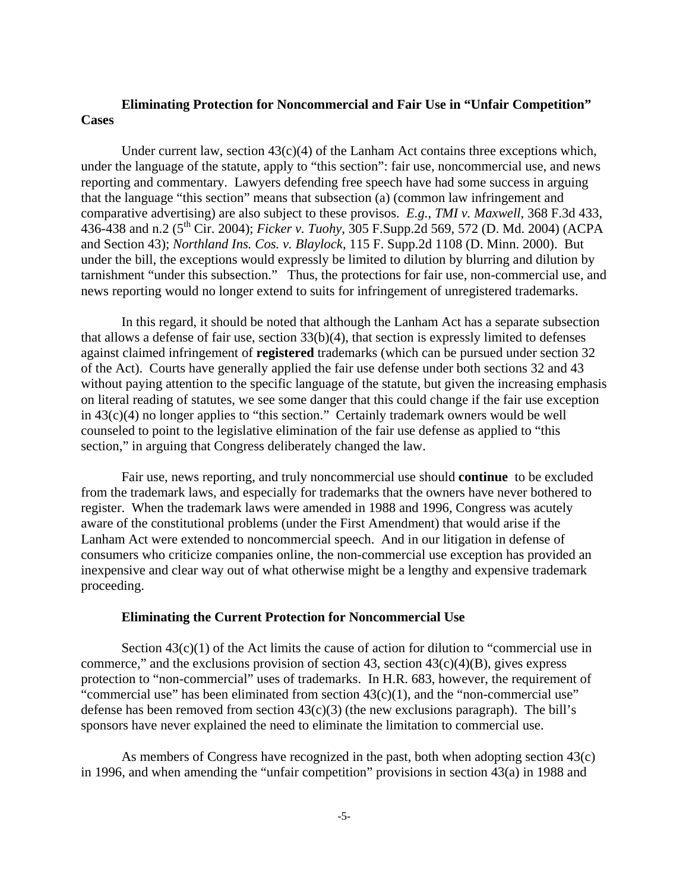### Eliminating Protection for Noncommercial and Fair Use in "Unfair Competition" Cases

Under current law, section 43(c)(4) of the Lanham Act contains three exceptions which, under the language of the statute, apply to "this section": fair use, noncommercial use, and news reporting and commentary. Lawyers defending free speech have had some success in arguing that the language "this section" means that subsection (a) (common law infringement and comparative advertising) are also subject to these provisos. *E.g.*, *TMI v. Maxwell*, 368 F.3d 433, 436-438 and n.2 (5th Cir. 2004); *Ficker v. Tuohy*, 305 F.Supp.2d 569, 572 (D. Md. 2004) (ACPA and Section 43); *Northland Ins. Cos. v. Blaylock*, 115 F. Supp.2d 1108 (D. Minn. 2000). But under the bill, the exceptions would expressly be limited to dilution by blurring and dilution by tarnishment "under this subsection." Thus, the protections for fair use, non-commercial use, and news reporting would no longer extend to suits for infringement of unregistered trademarks.

In this regard, it should be noted that although the Lanham Act has a separate subsection that allows a defense of fair use, section 33(b)(4), that section is expressly limited to defenses against claimed infringement of **registered** trademarks (which can be pursued under section 32 of the Act). Courts have generally applied the fair use defense under both sections 32 and 43 without paying attention to the specific language of the statute, but given the increasing emphasis on literal reading of statutes, we see some danger that this could change if the fair use exception in 43(c)(4) no longer applies to "this section." Certainly trademark owners would be well counseled to point to the legislative elimination of the fair use defense as applied to "this section," in arguing that Congress deliberately changed the law.

Fair use, news reporting, and truly noncommercial use should **continue** to be excluded from the trademark laws, and especially for trademarks that the owners have never bothered to register. When the trademark laws were amended in 1988 and 1996, Congress was acutely aware of the constitutional problems (under the First Amendment) that would arise if the Lanham Act were extended to noncommercial speech. And in our litigation in defense of consumers who criticize companies online, the non-commercial use exception has provided an inexpensive and clear way out of what otherwise might be a lengthy and expensive trademark proceeding.

### Eliminating the Current Protection for Noncommercial Use

Section 43(c)(1) of the Act limits the cause of action for dilution to "commercial use in commerce," and the exclusions provision of section 43, section 43(c)(4)(B), gives express protection to "non-commercial" uses of trademarks. In H.R. 683, however, the requirement of "commercial use" has been eliminated from section 43(c)(1), and the "non-commercial use" defense has been removed from section 43(c)(3) (the new exclusions paragraph). The bill's sponsors have never explained the need to eliminate the limitation to commercial use.

As members of Congress have recognized in the past, both when adopting section 43(c) in 1996, and when amending the "unfair competition" provisions in section 43(a) in 1988 and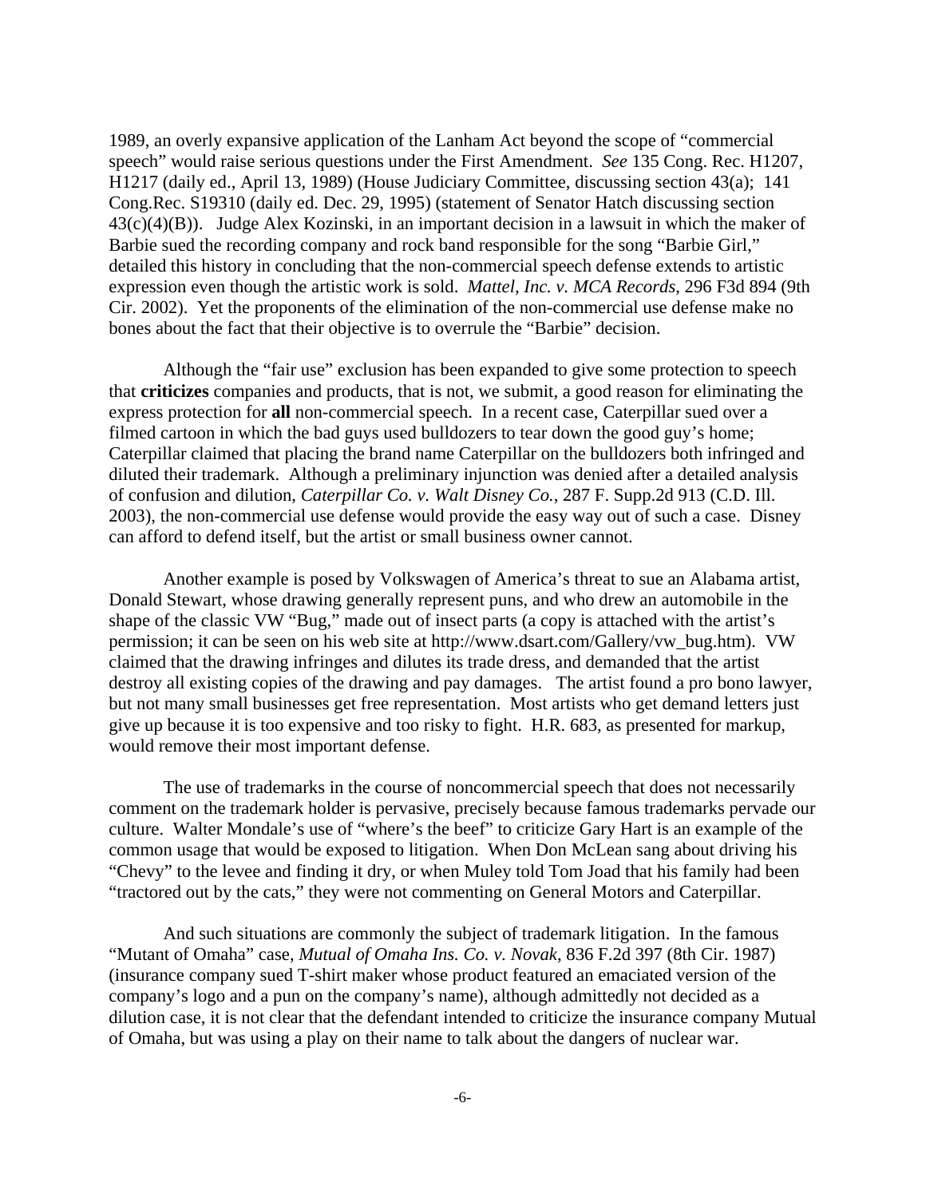1989, an overly expansive application of the Lanham Act beyond the scope of "commercial speech" would raise serious questions under the First Amendment. *See* 135 Cong. Rec. H1207, H1217 (daily ed., April 13, 1989) (House Judiciary Committee, discussing section 43(a); 141 Cong.Rec. S19310 (daily ed. Dec. 29, 1995) (statement of Senator Hatch discussing section 43(c)(4)(B)). Judge Alex Kozinski, in an important decision in a lawsuit in which the maker of Barbie sued the recording company and rock band responsible for the song "Barbie Girl," detailed this history in concluding that the non-commercial speech defense extends to artistic expression even though the artistic work is sold. *Mattel, Inc. v. MCA Records*, 296 F3d 894 (9th Cir. 2002). Yet the proponents of the elimination of the non-commercial use defense make no bones about the fact that their objective is to overrule the "Barbie" decision.

Although the "fair use" exclusion has been expanded to give some protection to speech that **criticizes** companies and products, that is not, we submit, a good reason for eliminating the express protection for **all** non-commercial speech. In a recent case, Caterpillar sued over a filmed cartoon in which the bad guys used bulldozers to tear down the good guy's home; Caterpillar claimed that placing the brand name Caterpillar on the bulldozers both infringed and diluted their trademark. Although a preliminary injunction was denied after a detailed analysis of confusion and dilution, *Caterpillar Co. v. Walt Disney Co.*, 287 F. Supp.2d 913 (C.D. Ill. 2003), the non-commercial use defense would provide the easy way out of such a case. Disney can afford to defend itself, but the artist or small business owner cannot.

Another example is posed by Volkswagen of America's threat to sue an Alabama artist, Donald Stewart, whose drawing generally represent puns, and who drew an automobile in the shape of the classic VW "Bug," made out of insect parts (a copy is attached with the artist's permission; it can be seen on his web site at http://www.dsart.com/Gallery/vw_bug.htm). VW claimed that the drawing infringes and dilutes its trade dress, and demanded that the artist destroy all existing copies of the drawing and pay damages. The artist found a pro bono lawyer, but not many small businesses get free representation. Most artists who get demand letters just give up because it is too expensive and too risky to fight. H.R. 683, as presented for markup, would remove their most important defense.

The use of trademarks in the course of noncommercial speech that does not necessarily comment on the trademark holder is pervasive, precisely because famous trademarks pervade our culture. Walter Mondale's use of "where's the beef" to criticize Gary Hart is an example of the common usage that would be exposed to litigation. When Don McLean sang about driving his "Chevy" to the levee and finding it dry, or when Muley told Tom Joad that his family had been "tractored out by the cats," they were not commenting on General Motors and Caterpillar.

And such situations are commonly the subject of trademark litigation. In the famous "Mutant of Omaha" case, *Mutual of Omaha Ins. Co. v. Novak*, 836 F.2d 397 (8th Cir. 1987) (insurance company sued T-shirt maker whose product featured an emaciated version of the company's logo and a pun on the company's name), although admittedly not decided as a dilution case, it is not clear that the defendant intended to criticize the insurance company Mutual of Omaha, but was using a play on their name to talk about the dangers of nuclear war.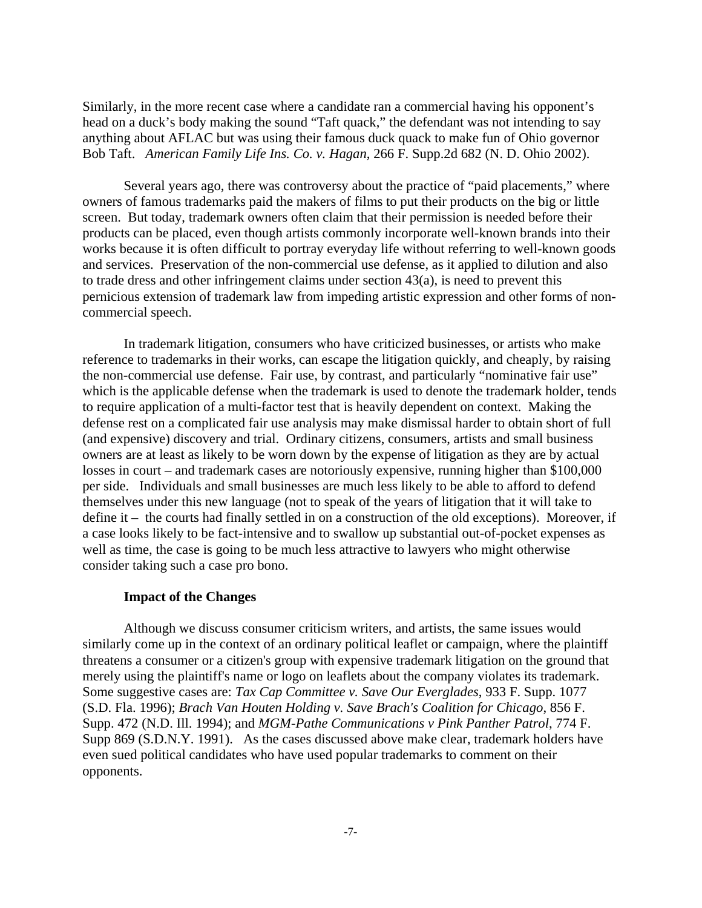Similarly, in the more recent case where a candidate ran a commercial having his opponent's head on a duck's body making the sound "Taft quack," the defendant was not intending to say anything about AFLAC but was using their famous duck quack to make fun of Ohio governor Bob Taft. *American Family Life Ins. Co. v. Hagan*, 266 F. Supp.2d 682 (N. D. Ohio 2002).

Several years ago, there was controversy about the practice of "paid placements," where owners of famous trademarks paid the makers of films to put their products on the big or little screen. But today, trademark owners often claim that their permission is needed before their products can be placed, even though artists commonly incorporate well-known brands into their works because it is often difficult to portray everyday life without referring to well-known goods and services. Preservation of the non-commercial use defense, as it applied to dilution and also to trade dress and other infringement claims under section 43(a), is need to prevent this pernicious extension of trademark law from impeding artistic expression and other forms of non-commercial speech.

In trademark litigation, consumers who have criticized businesses, or artists who make reference to trademarks in their works, can escape the litigation quickly, and cheaply, by raising the non-commercial use defense. Fair use, by contrast, and particularly "nominative fair use" which is the applicable defense when the trademark is used to denote the trademark holder, tends to require application of a multi-factor test that is heavily dependent on context. Making the defense rest on a complicated fair use analysis may make dismissal harder to obtain short of full (and expensive) discovery and trial. Ordinary citizens, consumers, artists and small business owners are at least as likely to be worn down by the expense of litigation as they are by actual losses in court – and trademark cases are notoriously expensive, running higher than $100,000 per side. Individuals and small businesses are much less likely to be able to afford to defend themselves under this new language (not to speak of the years of litigation that it will take to define it – the courts had finally settled in on a construction of the old exceptions). Moreover, if a case looks likely to be fact-intensive and to swallow up substantial out-of-pocket expenses as well as time, the case is going to be much less attractive to lawyers who might otherwise consider taking such a case pro bono.

**Impact of the Changes**

Although we discuss consumer criticism writers, and artists, the same issues would similarly come up in the context of an ordinary political leaflet or campaign, where the plaintiff threatens a consumer or a citizen's group with expensive trademark litigation on the ground that merely using the plaintiff's name or logo on leaflets about the company violates its trademark. Some suggestive cases are: *Tax Cap Committee v. Save Our Everglades*, 933 F. Supp. 1077 (S.D. Fla. 1996); *Brach Van Houten Holding v. Save Brach's Coalition for Chicago*, 856 F. Supp. 472 (N.D. Ill. 1994); and *MGM-Pathe Communications v Pink Panther Patrol*, 774 F. Supp 869 (S.D.N.Y. 1991). As the cases discussed above make clear, trademark holders have even sued political candidates who have used popular trademarks to comment on their opponents.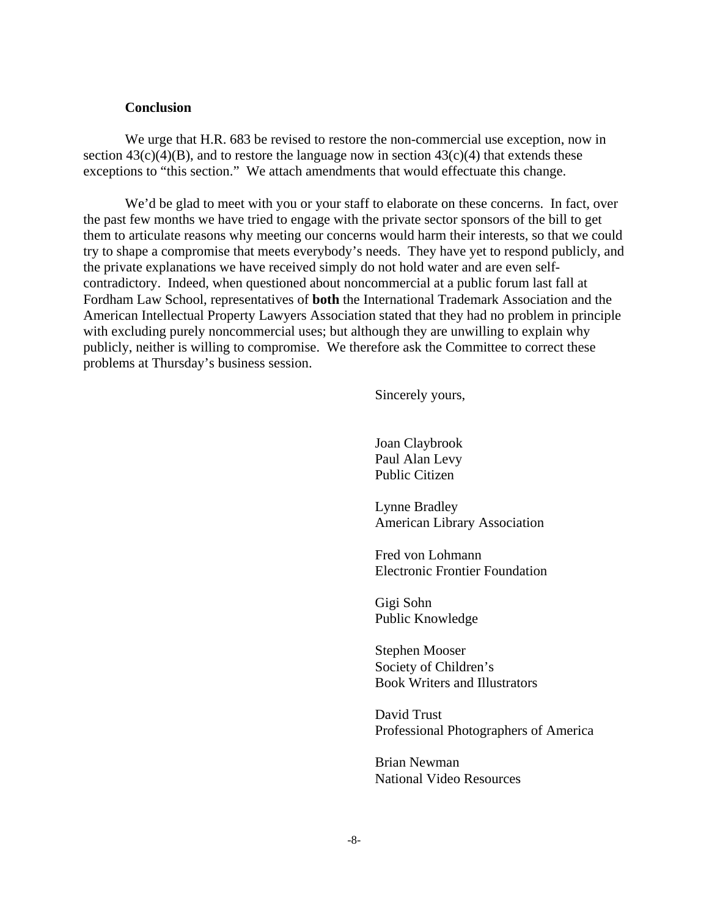**Conclusion**

We urge that H.R. 683 be revised to restore the non-commercial use exception, now in section 43(c)(4)(B), and to restore the language now in section 43(c)(4) that extends these exceptions to "this section." We attach amendments that would effectuate this change.

We'd be glad to meet with you or your staff to elaborate on these concerns. In fact, over the past few months we have tried to engage with the private sector sponsors of the bill to get them to articulate reasons why meeting our concerns would harm their interests, so that we could try to shape a compromise that meets everybody's needs. They have yet to respond publicly, and the private explanations we have received simply do not hold water and are even self-contradictory. Indeed, when questioned about noncommercial at a public forum last fall at Fordham Law School, representatives of **both** the International Trademark Association and the American Intellectual Property Lawyers Association stated that they had no problem in principle with excluding purely noncommercial uses; but although they are unwilling to explain why publicly, neither is willing to compromise. We therefore ask the Committee to correct these problems at Thursday's business session.

Sincerely yours,

Joan Claybrook
Paul Alan Levy
Public Citizen

Lynne Bradley
American Library Association

Fred von Lohmann
Electronic Frontier Foundation

Gigi Sohn
Public Knowledge

Stephen Mooser
Society of Children's
Book Writers and Illustrators

David Trust
Professional Photographers of America

Brian Newman
National Video Resources